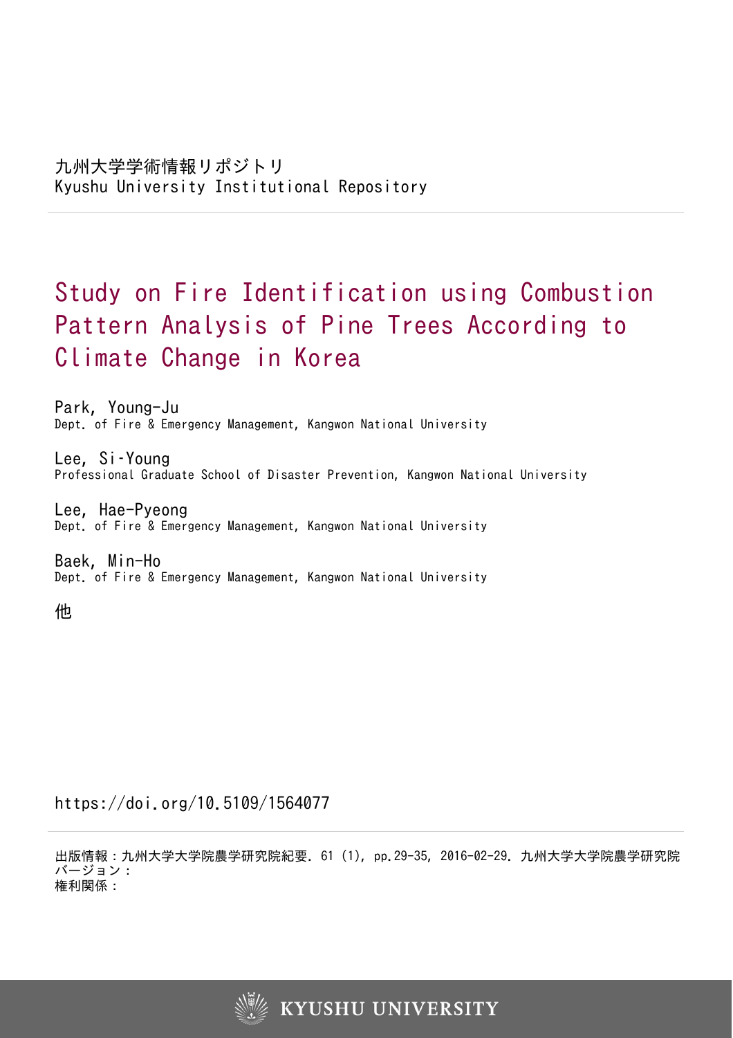九州大学学術情報リポジトリ
Kyushu University Institutional Repository

# Study on Fire Identification using Combustion Pattern Analysis of Pine Trees According to Climate Change in Korea

Park, Young-Ju
Dept. of Fire & Emergency Management, Kangwon National University

Lee, Si-Young
Professional Graduate School of Disaster Prevention, Kangwon National University

Lee, Hae-Pyeong
Dept. of Fire & Emergency Management, Kangwon National University

Baek, Min-Ho
Dept. of Fire & Emergency Management, Kangwon National University

他

https://doi.org/10.5109/1564077

出版情報：九州大学大学院農学研究院紀要. 61 (1), pp.29-35, 2016-02-29. 九州大学大学院農学研究院
バージョン：
権利関係：

KYUSHU UNIVERSITY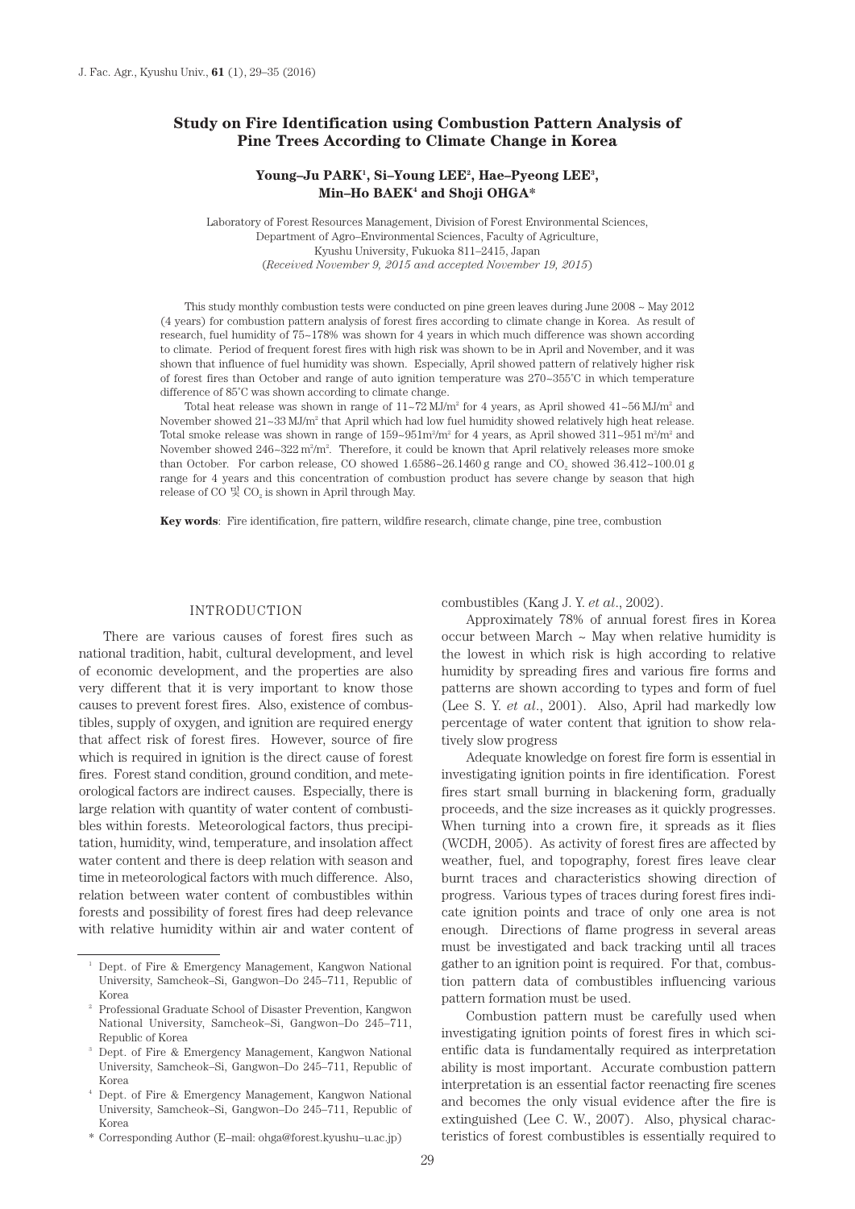# Study on Fire Identification using Combustion Pattern Analysis of Pine Trees According to Climate Change in Korea

**Young–Ju PARK[1], Si–Young LEE[2], Hae–Pyeong LEE[3], Min–Ho BAEK[4] and Shoji OHGA***

Laboratory of Forest Resources Management, Division of Forest Environmental Sciences, Department of Agro–Environmental Sciences, Faculty of Agriculture, Kyushu University, Fukuoka 811–2415, Japan
(*Received November 9, 2015 and accepted November 19, 2015*)

This study monthly combustion tests were conducted on pine green leaves during June 2008 ~ May 2012 (4 years) for combustion pattern analysis of forest fires according to climate change in Korea. As result of research, fuel humidity of 75~178% was shown for 4 years in which much difference was shown according to climate. Period of frequent forest fires with high risk was shown to be in April and November, and it was shown that influence of fuel humidity was shown. Especially, April showed pattern of relatively higher risk of forest fires than October and range of auto ignition temperature was 270~355°C in which temperature difference of 85°C was shown according to climate change.

Total heat release was shown in range of 11~72 MJ/m$^2$ for 4 years, as April showed 41~56 MJ/m$^2$ and November showed 21~33 MJ/m$^2$ that April which had low fuel humidity showed relatively high heat release. Total smoke release was shown in range of 159~951 m$^2$/m$^2$ for 4 years, as April showed 311~951 m$^2$/m$^2$ and November showed 246~322 m$^2$/m$^2$. Therefore, it could be known that April relatively releases more smoke than October. For carbon release, CO showed 1.6586~26.1460 g range and $CO_2$ showed 36.412~100.01 g range for 4 years and this concentration of combustion product has severe change by season that high release of CO 및 $CO_2$ is shown in April through May.

**Key words**: Fire identification, fire pattern, wildfire research, climate change, pine tree, combustion

## INTRODUCTION

There are various causes of forest fires such as national tradition, habit, cultural development, and level of economic development, and the properties are also very different that it is very important to know those causes to prevent forest fires. Also, existence of combustibles, supply of oxygen, and ignition are required energy that affect risk of forest fires. However, source of fire which is required in ignition is the direct cause of forest fires. Forest stand condition, ground condition, and meteorological factors are indirect causes. Especially, there is large relation with quantity of water content of combustibles within forests. Meteorological factors, thus precipitation, humidity, wind, temperature, and insolation affect water content and there is deep relation with season and time in meteorological factors with much difference. Also, relation between water content of combustibles within forests and possibility of forest fires had deep relevance with relative humidity within air and water content of combustibles (Kang J. Y. *et al*., 2002).

Approximately 78% of annual forest fires in Korea occur between March ~ May when relative humidity is the lowest in which risk is high according to relative humidity by spreading fires and various fire forms and patterns are shown according to types and form of fuel (Lee S. Y. *et al*., 2001). Also, April had markedly low percentage of water content that ignition to show relatively slow progress

Adequate knowledge on forest fire form is essential in investigating ignition points in fire identification. Forest fires start small burning in blackening form, gradually proceeds, and the size increases as it quickly progresses. When turning into a crown fire, it spreads as it flies (WCDH, 2005). As activity of forest fires are affected by weather, fuel, and topography, forest fires leave clear burnt traces and characteristics showing direction of progress. Various types of traces during forest fires indicate ignition points and trace of only one area is not enough. Directions of flame progress in several areas must be investigated and back tracking until all traces gather to an ignition point is required. For that, combustion pattern data of combustibles influencing various pattern formation must be used.

Combustion pattern must be carefully used when investigating ignition points of forest fires in which scientific data is fundamentally required as interpretation ability is most important. Accurate combustion pattern interpretation is an essential factor reenacting fire scenes and becomes the only visual evidence after the fire is extinguished (Lee C. W., 2007). Also, physical characteristics of forest combustibles is essentially required to

---

[1] Dept. of Fire & Emergency Management, Kangwon National University, Samcheok–Si, Gangwon–Do 245–711, Republic of Korea

[2] Professional Graduate School of Disaster Prevention, Kangwon National University, Samcheok–Si, Gangwon–Do 245–711, Republic of Korea

[3] Dept. of Fire & Emergency Management, Kangwon National University, Samcheok–Si, Gangwon–Do 245–711, Republic of Korea

[4] Dept. of Fire & Emergency Management, Kangwon National University, Samcheok–Si, Gangwon–Do 245–711, Republic of Korea

\* Corresponding Author (E–mail: ohga@forest.kyushu–u.ac.jp)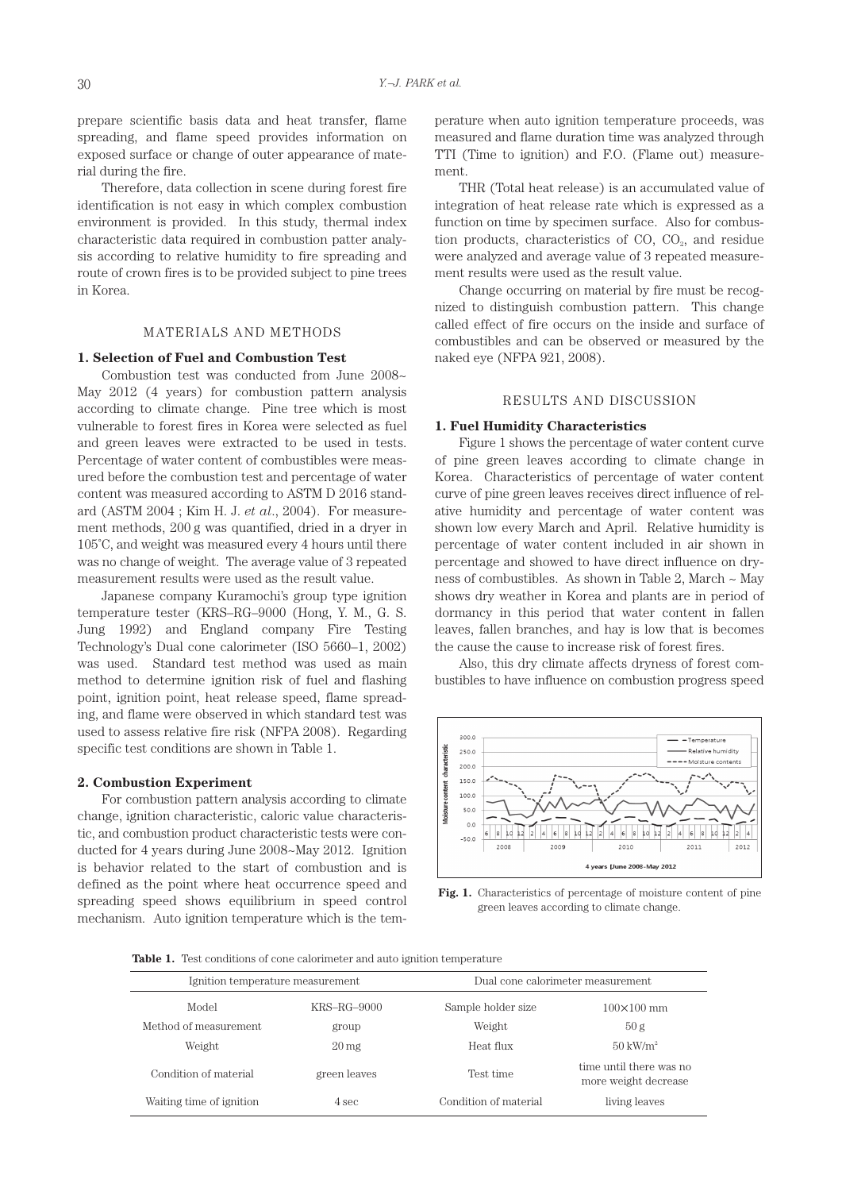prepare scientific basis data and heat transfer, flame spreading, and flame speed provides information on exposed surface or change of outer appearance of material during the fire.

Therefore, data collection in scene during forest fire identification is not easy in which complex combustion environment is provided. In this study, thermal index characteristic data required in combustion patter analysis according to relative humidity to fire spreading and route of crown fires is to be provided subject to pine trees in Korea.

## MATERIALS AND METHODS

### 1. Selection of Fuel and Combustion Test

Combustion test was conducted from June 2008~ May 2012 (4 years) for combustion pattern analysis according to climate change. Pine tree which is most vulnerable to forest fires in Korea were selected as fuel and green leaves were extracted to be used in tests. Percentage of water content of combustibles were measured before the combustion test and percentage of water content was measured according to ASTM D 2016 standard (ASTM 2004 ; Kim H. J. *et al*., 2004). For measurement methods, 200 g was quantified, dried in a dryer in 105°C, and weight was measured every 4 hours until there was no change of weight. The average value of 3 repeated measurement results were used as the result value.

Japanese company Kuramochi's group type ignition temperature tester (KRS–RG–9000 (Hong, Y. M., G. S. Jung 1992) and England company Fire Testing Technology's Dual cone calorimeter (ISO 5660–1, 2002) was used. Standard test method was used as main method to determine ignition risk of fuel and flashing point, ignition point, heat release speed, flame spreading, and flame were observed in which standard test was used to assess relative fire risk (NFPA 2008). Regarding specific test conditions are shown in Table 1.

### 2. Combustion Experiment

For combustion pattern analysis according to climate change, ignition characteristic, caloric value characteristic, and combustion product characteristic tests were conducted for 4 years during June 2008~May 2012. Ignition is behavior related to the start of combustion and is defined as the point where heat occurrence speed and spreading speed shows equilibrium in speed control mechanism. Auto ignition temperature which is the temperature when auto ignition temperature proceeds, was measured and flame duration time was analyzed through TTI (Time to ignition) and F.O. (Flame out) measurement.

THR (Total heat release) is an accumulated value of integration of heat release rate which is expressed as a function on time by specimen surface. Also for combustion products, characteristics of CO, $CO_2$, and residue were analyzed and average value of 3 repeated measurement results were used as the result value.

Change occurring on material by fire must be recognized to distinguish combustion pattern. This change called effect of fire occurs on the inside and surface of combustibles and can be observed or measured by the naked eye (NFPA 921, 2008).

## RESULTS AND DISCUSSION

### 1. Fuel Humidity Characteristics

Figure 1 shows the percentage of water content curve of pine green leaves according to climate change in Korea. Characteristics of percentage of water content curve of pine green leaves receives direct influence of relative humidity and percentage of water content was shown low every March and April. Relative humidity is percentage of water content included in air shown in percentage and showed to have direct influence on dryness of combustibles. As shown in Table 2, March ~ May shows dry weather in Korea and plants are in period of dormancy in this period that water content in fallen leaves, fallen branches, and hay is low that is becomes the cause the cause to increase risk of forest fires.

Also, this dry climate affects dryness of forest combustibles to have influence on combustion progress speed

**Fig. 1.** Characteristics of percentage of moisture content of pine green leaves according to climate change.

**Table 1.** Test conditions of cone calorimeter and auto ignition temperature

| Ignition temperature measurement | | Dual cone calorimeter measurement | |
|---|---|---|---|
| Model | KRS–RG–9000 | Sample holder size | 100×100 mm |
| Method of measurement | group | Weight | 50 g |
| Weight | 20 mg | Heat flux | 50 kW/m$^2$ |
| Condition of material | green leaves | Test time | time until there was no more weight decrease |
| Waiting time of ignition | 4 sec | Condition of material | living leaves |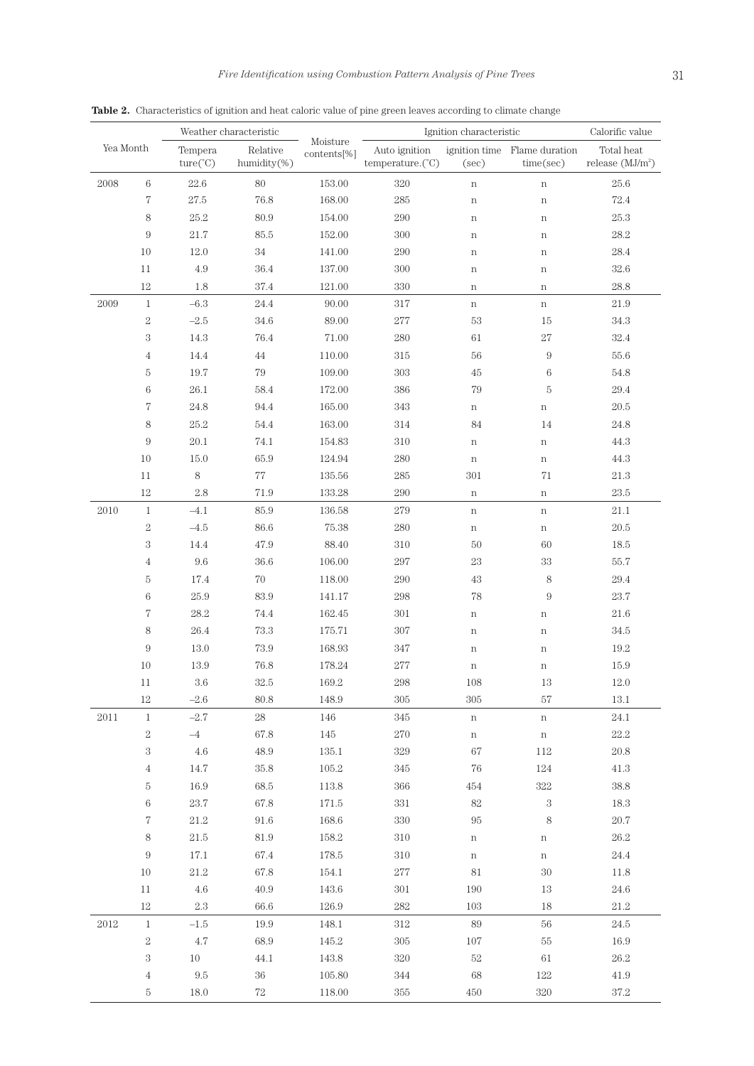**Table 2.** Characteristics of ignition and heat caloric value of pine green leaves according to climate change

| Yea | Month | Weather characteristic | | Moisture contents[%] | Ignition characteristic | | | Calorific value |
|---|---|---|---|---|---|---|---|---|
| | | Tempera ture(°C) | Relative humidity(%) | | Auto ignition temperature.(°C) | ignition time (sec) | Flame duration time(sec) | Total heat release (MJ/m²) |
| 2008 | 6 | 22.6 | 80 | 153.00 | 320 | n | n | 25.6 |
| | 7 | 27.5 | 76.8 | 168.00 | 285 | n | n | 72.4 |
| | 8 | 25.2 | 80.9 | 154.00 | 290 | n | n | 25.3 |
| | 9 | 21.7 | 85.5 | 152.00 | 300 | n | n | 28.2 |
| | 10 | 12.0 | 34 | 141.00 | 290 | n | n | 28.4 |
| | 11 | 4.9 | 36.4 | 137.00 | 300 | n | n | 32.6 |
| | 12 | 1.8 | 37.4 | 121.00 | 330 | n | n | 28.8 |
| 2009 | 1 | –6.3 | 24.4 | 90.00 | 317 | n | n | 21.9 |
| | 2 | –2.5 | 34.6 | 89.00 | 277 | 53 | 15 | 34.3 |
| | 3 | 14.3 | 76.4 | 71.00 | 280 | 61 | 27 | 32.4 |
| | 4 | 14.4 | 44 | 110.00 | 315 | 56 | 9 | 55.6 |
| | 5 | 19.7 | 79 | 109.00 | 303 | 45 | 6 | 54.8 |
| | 6 | 26.1 | 58.4 | 172.00 | 386 | 79 | 5 | 29.4 |
| | 7 | 24.8 | 94.4 | 165.00 | 343 | n | n | 20.5 |
| | 8 | 25.2 | 54.4 | 163.00 | 314 | 84 | 14 | 24.8 |
| | 9 | 20.1 | 74.1 | 154.83 | 310 | n | n | 44.3 |
| | 10 | 15.0 | 65.9 | 124.94 | 280 | n | n | 44.3 |
| | 11 | 8 | 77 | 135.56 | 285 | 301 | 71 | 21.3 |
| | 12 | 2.8 | 71.9 | 133.28 | 290 | n | n | 23.5 |
| 2010 | 1 | –4.1 | 85.9 | 136.58 | 279 | n | n | 21.1 |
| | 2 | –4.5 | 86.6 | 75.38 | 280 | n | n | 20.5 |
| | 3 | 14.4 | 47.9 | 88.40 | 310 | 50 | 60 | 18.5 |
| | 4 | 9.6 | 36.6 | 106.00 | 297 | 23 | 33 | 55.7 |
| | 5 | 17.4 | 70 | 118.00 | 290 | 43 | 8 | 29.4 |
| | 6 | 25.9 | 83.9 | 141.17 | 298 | 78 | 9 | 23.7 |
| | 7 | 28.2 | 74.4 | 162.45 | 301 | n | n | 21.6 |
| | 8 | 26.4 | 73.3 | 175.71 | 307 | n | n | 34.5 |
| | 9 | 13.0 | 73.9 | 168.93 | 347 | n | n | 19.2 |
| | 10 | 13.9 | 76.8 | 178.24 | 277 | n | n | 15.9 |
| | 11 | 3.6 | 32.5 | 169.2 | 298 | 108 | 13 | 12.0 |
| | 12 | –2.6 | 80.8 | 148.9 | 305 | 305 | 57 | 13.1 |
| 2011 | 1 | –2.7 | 28 | 146 | 345 | n | n | 24.1 |
| | 2 | –4 | 67.8 | 145 | 270 | n | n | 22.2 |
| | 3 | 4.6 | 48.9 | 135.1 | 329 | 67 | 112 | 20.8 |
| | 4 | 14.7 | 35.8 | 105.2 | 345 | 76 | 124 | 41.3 |
| | 5 | 16.9 | 68.5 | 113.8 | 366 | 454 | 322 | 38.8 |
| | 6 | 23.7 | 67.8 | 171.5 | 331 | 82 | 3 | 18.3 |
| | 7 | 21.2 | 91.6 | 168.6 | 330 | 95 | 8 | 20.7 |
| | 8 | 21.5 | 81.9 | 158.2 | 310 | n | n | 26.2 |
| | 9 | 17.1 | 67.4 | 178.5 | 310 | n | n | 24.4 |
| | 10 | 21.2 | 67.8 | 154.1 | 277 | 81 | 30 | 11.8 |
| | 11 | 4.6 | 40.9 | 143.6 | 301 | 190 | 13 | 24.6 |
| | 12 | 2.3 | 66.6 | 126.9 | 282 | 103 | 18 | 21.2 |
| 2012 | 1 | –1.5 | 19.9 | 148.1 | 312 | 89 | 56 | 24.5 |
| | 2 | 4.7 | 68.9 | 145.2 | 305 | 107 | 55 | 16.9 |
| | 3 | 10 | 44.1 | 143.8 | 320 | 52 | 61 | 26.2 |
| | 4 | 9.5 | 36 | 105.80 | 344 | 68 | 122 | 41.9 |
| | 5 | 18.0 | 72 | 118.00 | 355 | 450 | 320 | 37.2 |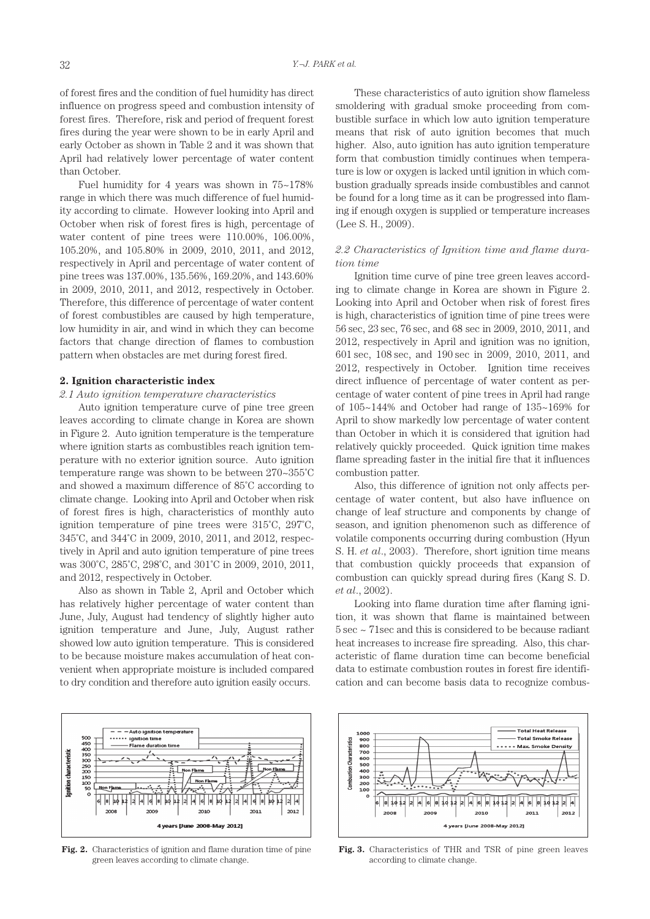of forest fires and the condition of fuel humidity has direct influence on progress speed and combustion intensity of forest fires. Therefore, risk and period of frequent forest fires during the year were shown to be in early April and early October as shown in Table 2 and it was shown that April had relatively lower percentage of water content than October.

Fuel humidity for 4 years was shown in 75~178% range in which there was much difference of fuel humidity according to climate. However looking into April and October when risk of forest fires is high, percentage of water content of pine trees were 110.00%, 106.00%, 105.20%, and 105.80% in 2009, 2010, 2011, and 2012, respectively in April and percentage of water content of pine trees was 137.00%, 135.56%, 169.20%, and 143.60% in 2009, 2010, 2011, and 2012, respectively in October. Therefore, this difference of percentage of water content of forest combustibles are caused by high temperature, low humidity in air, and wind in which they can become factors that change direction of flames to combustion pattern when obstacles are met during forest fired.

## 2. Ignition characteristic index

### *2.1 Auto ignition temperature characteristics*

Auto ignition temperature curve of pine tree green leaves according to climate change in Korea are shown in Figure 2. Auto ignition temperature is the temperature where ignition starts as combustibles reach ignition temperature with no exterior ignition source. Auto ignition temperature range was shown to be between 270~355˚C and showed a maximum difference of 85˚C according to climate change. Looking into April and October when risk of forest fires is high, characteristics of monthly auto ignition temperature of pine trees were 315˚C, 297˚C, 345˚C, and 344˚C in 2009, 2010, 2011, and 2012, respectively in April and auto ignition temperature of pine trees was 300˚C, 285˚C, 298˚C, and 301˚C in 2009, 2010, 2011, and 2012, respectively in October.

Also as shown in Table 2, April and October which has relatively higher percentage of water content than June, July, August had tendency of slightly higher auto ignition temperature and June, July, August rather showed low auto ignition temperature. This is considered to be because moisture makes accumulation of heat convenient when appropriate moisture is included compared to dry condition and therefore auto ignition easily occurs.

These characteristics of auto ignition show flameless smoldering with gradual smoke proceeding from combustible surface in which low auto ignition temperature means that risk of auto ignition becomes that much higher. Also, auto ignition has auto ignition temperature form that combustion timidly continues when temperature is low or oxygen is lacked until ignition in which combustion gradually spreads inside combustibles and cannot be found for a long time as it can be progressed into flaming if enough oxygen is supplied or temperature increases (Lee S. H., 2009).

### *2.2 Characteristics of Ignition time and flame duration time*

Ignition time curve of pine tree green leaves according to climate change in Korea are shown in Figure 2. Looking into April and October when risk of forest fires is high, characteristics of ignition time of pine trees were 56 sec, 23 sec, 76 sec, and 68 sec in 2009, 2010, 2011, and 2012, respectively in April and ignition was no ignition, 601 sec, 108 sec, and 190 sec in 2009, 2010, 2011, and 2012, respectively in October. Ignition time receives direct influence of percentage of water content as percentage of water content of pine trees in April had range of 105~144% and October had range of 135~169% for April to show markedly low percentage of water content than October in which it is considered that ignition had relatively quickly proceeded. Quick ignition time makes flame spreading faster in the initial fire that it influences combustion patter.

Also, this difference of ignition not only affects percentage of water content, but also have influence on change of leaf structure and components by change of season, and ignition phenomenon such as difference of volatile components occurring during combustion (Hyun S. H. *et al*., 2003). Therefore, short ignition time means that combustion quickly proceeds that expansion of combustion can quickly spread during fires (Kang S. D. *et al*., 2002).

Looking into flame duration time after flaming ignition, it was shown that flame is maintained between 5 sec ~ 71sec and this is considered to be because radiant heat increases to increase fire spreading. Also, this characteristic of flame duration time can become beneficial data to estimate combustion routes in forest fire identification and can become basis data to recognize combus-

**Fig. 2.** Characteristics of ignition and flame duration time of pine green leaves according to climate change.

**Fig. 3.** Characteristics of THR and TSR of pine green leaves according to climate change.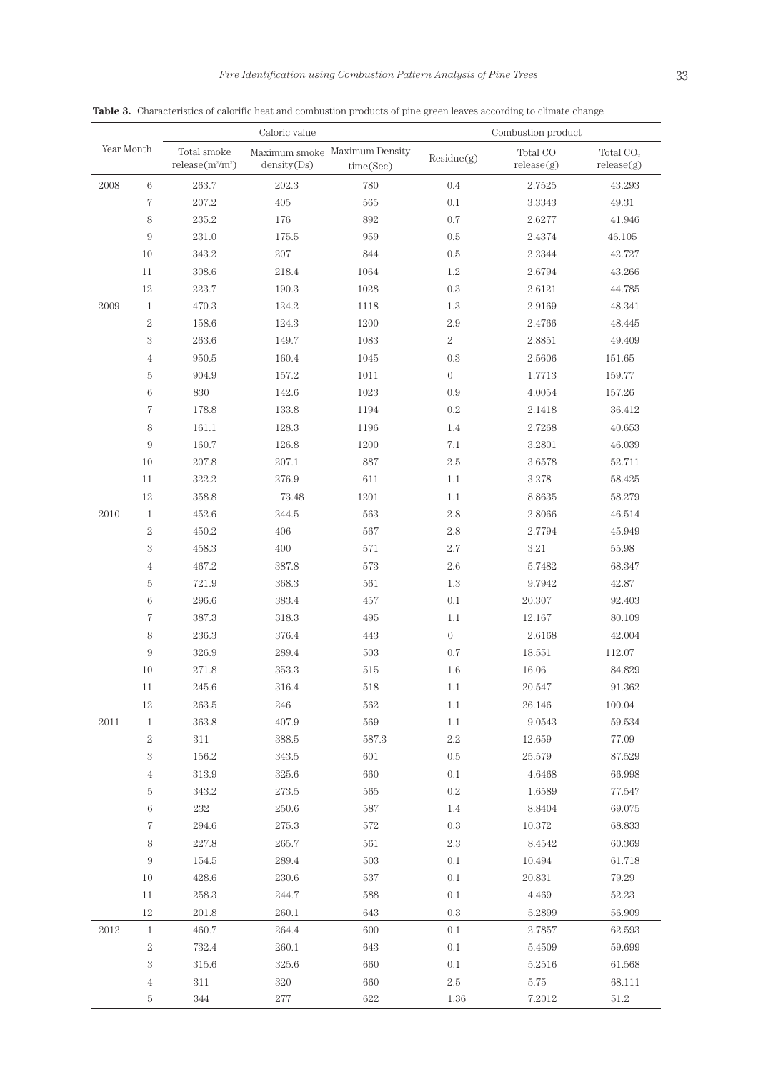**Table 3.** Characteristics of calorific heat and combustion products of pine green leaves according to climate change

| Year | Month | Caloric value | | | Combustion product | | |
|---|---|---|---|---|---|---|---|
| | | Total smoke release($m^2/m^2$) | Maximum smoke density(Ds) | Maximum Density time(Sec) | Residue(g) | Total CO release(g) | Total $CO_2$ release(g) |
| 2008 | 6 | 263.7 | 202.3 | 780 | 0.4 | 2.7525 | 43.293 |
| | 7 | 207.2 | 405 | 565 | 0.1 | 3.3343 | 49.31 |
| | 8 | 235.2 | 176 | 892 | 0.7 | 2.6277 | 41.946 |
| | 9 | 231.0 | 175.5 | 959 | 0.5 | 2.4374 | 46.105 |
| | 10 | 343.2 | 207 | 844 | 0.5 | 2.2344 | 42.727 |
| | 11 | 308.6 | 218.4 | 1064 | 1.2 | 2.6794 | 43.266 |
| | 12 | 223.7 | 190.3 | 1028 | 0.3 | 2.6121 | 44.785 |
| 2009 | 1 | 470.3 | 124.2 | 1118 | 1.3 | 2.9169 | 48.341 |
| | 2 | 158.6 | 124.3 | 1200 | 2.9 | 2.4766 | 48.445 |
| | 3 | 263.6 | 149.7 | 1083 | 2 | 2.8851 | 49.409 |
| | 4 | 950.5 | 160.4 | 1045 | 0.3 | 2.5606 | 151.65 |
| | 5 | 904.9 | 157.2 | 1011 | 0 | 1.7713 | 159.77 |
| | 6 | 830 | 142.6 | 1023 | 0.9 | 4.0054 | 157.26 |
| | 7 | 178.8 | 133.8 | 1194 | 0.2 | 2.1418 | 36.412 |
| | 8 | 161.1 | 128.3 | 1196 | 1.4 | 2.7268 | 40.653 |
| | 9 | 160.7 | 126.8 | 1200 | 7.1 | 3.2801 | 46.039 |
| | 10 | 207.8 | 207.1 | 887 | 2.5 | 3.6578 | 52.711 |
| | 11 | 322.2 | 276.9 | 611 | 1.1 | 3.278 | 58.425 |
| | 12 | 358.8 | 73.48 | 1201 | 1.1 | 8.8635 | 58.279 |
| 2010 | 1 | 452.6 | 244.5 | 563 | 2.8 | 2.8066 | 46.514 |
| | 2 | 450.2 | 406 | 567 | 2.8 | 2.7794 | 45.949 |
| | 3 | 458.3 | 400 | 571 | 2.7 | 3.21 | 55.98 |
| | 4 | 467.2 | 387.8 | 573 | 2.6 | 5.7482 | 68.347 |
| | 5 | 721.9 | 368.3 | 561 | 1.3 | 9.7942 | 42.87 |
| | 6 | 296.6 | 383.4 | 457 | 0.1 | 20.307 | 92.403 |
| | 7 | 387.3 | 318.3 | 495 | 1.1 | 12.167 | 80.109 |
| | 8 | 236.3 | 376.4 | 443 | 0 | 2.6168 | 42.004 |
| | 9 | 326.9 | 289.4 | 503 | 0.7 | 18.551 | 112.07 |
| | 10 | 271.8 | 353.3 | 515 | 1.6 | 16.06 | 84.829 |
| | 11 | 245.6 | 316.4 | 518 | 1.1 | 20.547 | 91.362 |
| | 12 | 263.5 | 246 | 562 | 1.1 | 26.146 | 100.04 |
| 2011 | 1 | 363.8 | 407.9 | 569 | 1.1 | 9.0543 | 59.534 |
| | 2 | 311 | 388.5 | 587.3 | 2.2 | 12.659 | 77.09 |
| | 3 | 156.2 | 343.5 | 601 | 0.5 | 25.579 | 87.529 |
| | 4 | 313.9 | 325.6 | 660 | 0.1 | 4.6468 | 66.998 |
| | 5 | 343.2 | 273.5 | 565 | 0.2 | 1.6589 | 77.547 |
| | 6 | 232 | 250.6 | 587 | 1.4 | 8.8404 | 69.075 |
| | 7 | 294.6 | 275.3 | 572 | 0.3 | 10.372 | 68.833 |
| | 8 | 227.8 | 265.7 | 561 | 2.3 | 8.4542 | 60.369 |
| | 9 | 154.5 | 289.4 | 503 | 0.1 | 10.494 | 61.718 |
| | 10 | 428.6 | 230.6 | 537 | 0.1 | 20.831 | 79.29 |
| | 11 | 258.3 | 244.7 | 588 | 0.1 | 4.469 | 52.23 |
| | 12 | 201.8 | 260.1 | 643 | 0.3 | 5.2899 | 56.909 |
| 2012 | 1 | 460.7 | 264.4 | 600 | 0.1 | 2.7857 | 62.593 |
| | 2 | 732.4 | 260.1 | 643 | 0.1 | 5.4509 | 59.699 |
| | 3 | 315.6 | 325.6 | 660 | 0.1 | 5.2516 | 61.568 |
| | 4 | 311 | 320 | 660 | 2.5 | 5.75 | 68.111 |
| | 5 | 344 | 277 | 622 | 1.36 | 7.2012 | 51.2 |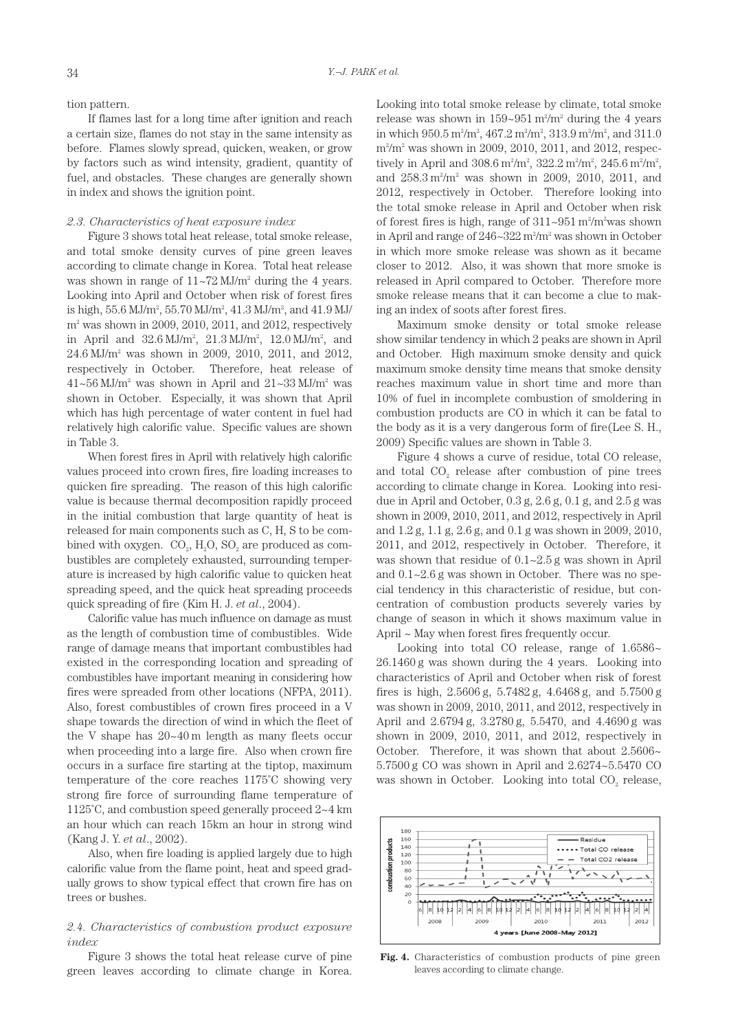tion pattern.

If flames last for a long time after ignition and reach a certain size, flames do not stay in the same intensity as before. Flames slowly spread, quicken, weaken, or grow by factors such as wind intensity, gradient, quantity of fuel, and obstacles. These changes are generally shown in index and shows the ignition point.

### *2.3. Characteristics of heat exposure index*

Figure 3 shows total heat release, total smoke release, and total smoke density curves of pine green leaves according to climate change in Korea. Total heat release was shown in range of 11~72 MJ/m$^2$ during the 4 years. Looking into April and October when risk of forest fires is high, 55.6 MJ/m$^2$, 55.70 MJ/m$^2$, 41.3 MJ/m$^2$, and 41.9 MJ/m$^2$ was shown in 2009, 2010, 2011, and 2012, respectively in April and 32.6 MJ/m$^2$, 21.3 MJ/m$^2$, 12.0 MJ/m$^2$, and 24.6 MJ/m$^2$ was shown in 2009, 2010, 2011, and 2012, respectively in October. Therefore, heat release of 41~56 MJ/m$^2$ was shown in April and 21~33 MJ/m$^2$ was shown in October. Especially, it was shown that April which has high percentage of water content in fuel had relatively high calorific value. Specific values are shown in Table 3.

When forest fires in April with relatively high calorific values proceed into crown fires, fire loading increases to quicken fire spreading. The reason of this high calorific value is because thermal decomposition rapidly proceed in the initial combustion that large quantity of heat is released for main components such as C, H, S to be combined with oxygen. $CO_2$, $H_2O$, $SO_2$ are produced as combustibles are completely exhausted, surrounding temperature is increased by high calorific value to quicken heat spreading speed, and the quick heat spreading proceeds quick spreading of fire (Kim H. J. *et al*., 2004).

Calorific value has much influence on damage as must as the length of combustion time of combustibles. Wide range of damage means that important combustibles had existed in the corresponding location and spreading of combustibles have important meaning in considering how fires were spreaded from other locations (NFPA, 2011). Also, forest combustibles of crown fires proceed in a V shape towards the direction of wind in which the fleet of the V shape has 20~40 m length as many fleets occur when proceeding into a large fire. Also when crown fire occurs in a surface fire starting at the tiptop, maximum temperature of the core reaches 1175°C showing very strong fire force of surrounding flame temperature of 1125°C, and combustion speed generally proceed 2~4 km an hour which can reach 15km an hour in strong wind (Kang J. Y. *et al*., 2002).

Also, when fire loading is applied largely due to high calorific value from the flame point, heat and speed gradually grows to show typical effect that crown fire has on trees or bushes.

### *2.4. Characteristics of combustion product exposure index*

Figure 3 shows the total heat release curve of pine green leaves according to climate change in Korea. Looking into total smoke release by climate, total smoke release was shown in 159~951 m$^2$/m$^2$ during the 4 years in which 950.5 m$^2$/m$^2$, 467.2 m$^2$/m$^2$, 313.9 m$^2$/m$^2$, and 311.0 m$^2$/m$^2$ was shown in 2009, 2010, 2011, and 2012, respectively in April and 308.6 m$^2$/m$^2$, 322.2 m$^2$/m$^2$, 245.6 m$^2$/m$^2$, and 258.3 m$^2$/m$^2$ was shown in 2009, 2010, 2011, and 2012, respectively in October. Therefore looking into the total smoke release in April and October when risk of forest fires is high, range of 311~951 m$^2$/m$^2$was shown in April and range of 246~322 m$^2$/m$^2$ was shown in October in which more smoke release was shown as it became closer to 2012. Also, it was shown that more smoke is released in April compared to October. Therefore more smoke release means that it can become a clue to making an index of soots after forest fires.

Maximum smoke density or total smoke release show similar tendency in which 2 peaks are shown in April and October. High maximum smoke density and quick maximum smoke density time means that smoke density reaches maximum value in short time and more than 10% of fuel in incomplete combustion of smoldering in combustion products are CO in which it can be fatal to the body as it is a very dangerous form of fire(Lee S. H., 2009) Specific values are shown in Table 3.

Figure 4 shows a curve of residue, total CO release, and total $CO_2$ release after combustion of pine trees according to climate change in Korea. Looking into residue in April and October, 0.3 g, 2.6 g, 0.1 g, and 2.5 g was shown in 2009, 2010, 2011, and 2012, respectively in April and 1.2 g, 1.1 g, 2.6 g, and 0.1 g was shown in 2009, 2010, 2011, and 2012, respectively in October. Therefore, it was shown that residue of 0.1~2.5 g was shown in April and 0.1~2.6 g was shown in October. There was no special tendency in this characteristic of residue, but concentration of combustion products severely varies by change of season in which it shows maximum value in April ~ May when forest fires frequently occur.

Looking into total CO release, range of 1.6586~26.1460 g was shown during the 4 years. Looking into characteristics of April and October when risk of forest fires is high, 2.5606 g, 5.7482 g, 4.6468 g, and 5.7500 g was shown in 2009, 2010, 2011, and 2012, respectively in April and 2.6794 g, 3.2780 g, 5.5470, and 4.4690 g was shown in 2009, 2010, 2011, and 2012, respectively in October. Therefore, it was shown that about 2.5606~5.7500 g CO was shown in April and 2.6274~5.5470 CO was shown in October. Looking into total $CO_2$ release,

**Fig. 4.** Characteristics of combustion products of pine green leaves according to climate change.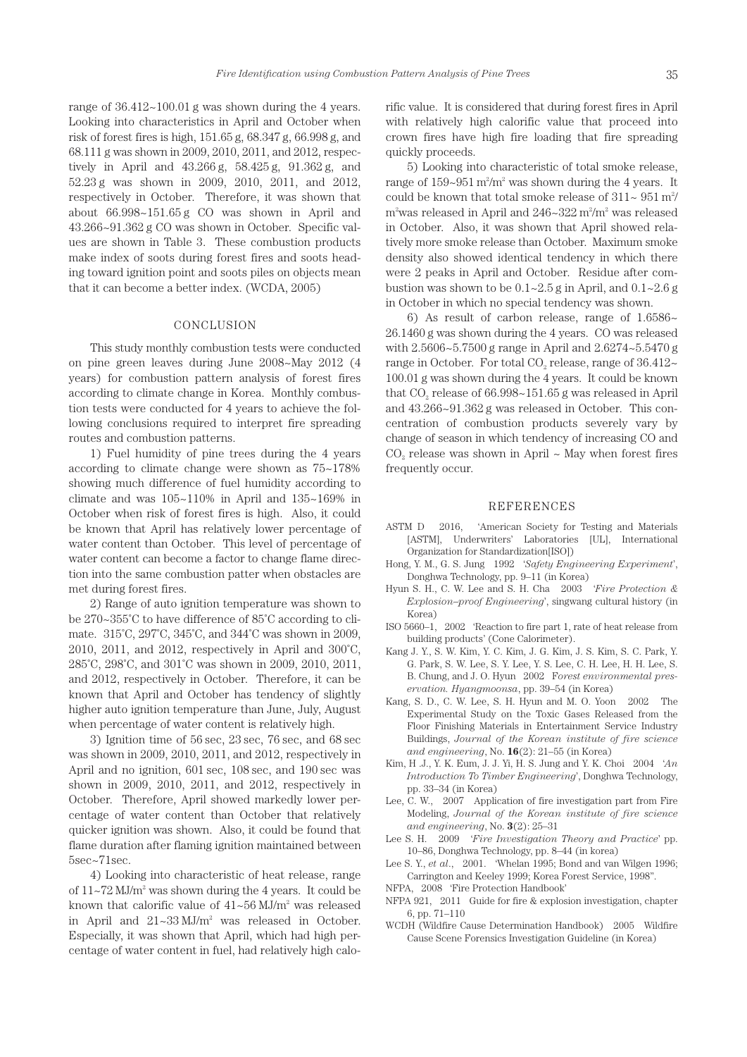range of 36.412~100.01 g was shown during the 4 years. Looking into characteristics in April and October when risk of forest fires is high, 151.65 g, 68.347 g, 66.998 g, and 68.111 g was shown in 2009, 2010, 2011, and 2012, respectively in April and 43.266 g, 58.425 g, 91.362 g, and 52.23 g was shown in 2009, 2010, 2011, and 2012, respectively in October. Therefore, it was shown that about 66.998~151.65 g CO was shown in April and 43.266~91.362 g CO was shown in October. Specific values are shown in Table 3. These combustion products make index of soots during forest fires and soots heading toward ignition point and soots piles on objects mean that it can become a better index. (WCDA, 2005)

## CONCLUSION

This study monthly combustion tests were conducted on pine green leaves during June 2008~May 2012 (4 years) for combustion pattern analysis of forest fires according to climate change in Korea. Monthly combustion tests were conducted for 4 years to achieve the following conclusions required to interpret fire spreading routes and combustion patterns.

1) Fuel humidity of pine trees during the 4 years according to climate change were shown as 75~178% showing much difference of fuel humidity according to climate and was 105~110% in April and 135~169% in October when risk of forest fires is high. Also, it could be known that April has relatively lower percentage of water content than October. This level of percentage of water content can become a factor to change flame direction into the same combustion patter when obstacles are met during forest fires.

2) Range of auto ignition temperature was shown to be 270~355˚C to have difference of 85˚C according to climate. 315˚C, 297˚C, 345˚C, and 344˚C was shown in 2009, 2010, 2011, and 2012, respectively in April and 300˚C, 285˚C, 298˚C, and 301˚C was shown in 2009, 2010, 2011, and 2012, respectively in October. Therefore, it can be known that April and October has tendency of slightly higher auto ignition temperature than June, July, August when percentage of water content is relatively high.

3) Ignition time of 56 sec, 23 sec, 76 sec, and 68 sec was shown in 2009, 2010, 2011, and 2012, respectively in April and no ignition, 601 sec, 108 sec, and 190 sec was shown in 2009, 2010, 2011, and 2012, respectively in October. Therefore, April showed markedly lower percentage of water content than October that relatively quicker ignition was shown. Also, it could be found that flame duration after flaming ignition maintained between 5sec~71sec.

4) Looking into characteristic of heat release, range of 11~72 MJ/m$^2$ was shown during the 4 years. It could be known that calorific value of 41~56 MJ/m$^2$ was released in April and 21~33 MJ/m$^2$ was released in October. Especially, it was shown that April, which had high percentage of water content in fuel, had relatively high calorific value. It is considered that during forest fires in April with relatively high calorific value that proceed into crown fires have high fire loading that fire spreading quickly proceeds.

5) Looking into characteristic of total smoke release, range of 159~951 m$^2$/m$^2$ was shown during the 4 years. It could be known that total smoke release of 311~ 951 m$^2$/m$^2$was released in April and 246~322 m$^2$/m$^2$ was released in October. Also, it was shown that April showed relatively more smoke release than October. Maximum smoke density also showed identical tendency in which there were 2 peaks in April and October. Residue after combustion was shown to be 0.1~2.5 g in April, and 0.1~2.6 g in October in which no special tendency was shown.

6) As result of carbon release, range of 1.6586~ 26.1460 g was shown during the 4 years. CO was released with 2.5606~5.7500 g range in April and 2.6274~5.5470 g range in October. For total $CO_2$ release, range of 36.412~ 100.01 g was shown during the 4 years. It could be known that $CO_2$ release of 66.998~151.65 g was released in April and 43.266~91.362 g was released in October. This concentration of combustion products severely vary by change of season in which tendency of increasing CO and $CO_2$ release was shown in April ~ May when forest fires frequently occur.

## REFERENCES

ASTM D 2016, 'American Society for Testing and Materials [ASTM], Underwriters' Laboratories [UL], International Organization for Standardization[ISO])

Hong, Y. M., G. S. Jung 1992 '*Safety Engineering Experiment*', Donghwa Technology, pp. 9–11 (in Korea)

Hyun S. H., C. W. Lee and S. H. Cha 2003 '*Fire Protection & Explosion–proof Engineering*', singwang cultural history (in Korea)

ISO 5660–1, 2002 'Reaction to fire part 1, rate of heat release from building products' (Cone Calorimeter).

Kang J. Y., S. W. Kim, Y. C. Kim, J. G. Kim, J. S. Kim, S. C. Park, Y. G. Park, S. W. Lee, S. Y. Lee, Y. S. Lee, C. H. Lee, H. H. Lee, S. B. Chung, and J. O. Hyun 2002 F*orest environmental preservation. Hyangmoonsa*, pp. 39–54 (in Korea)

Kang, S. D., C. W. Lee, S. H. Hyun and M. O. Yoon 2002 The Experimental Study on the Toxic Gases Released from the Floor Finishing Materials in Entertainment Service Industry Buildings, *Journal of the Korean institute of fire science and engineering*, No. **16**(2): 21–55 (in Korea)

Kim, H .J., Y. K. Eum, J. J. Yi, H. S. Jung and Y. K. Choi 2004 '*An Introduction To Timber Engineering*', Donghwa Technology, pp. 33–34 (in Korea)

Lee, C. W., 2007 Application of fire investigation part from Fire Modeling, *Journal of the Korean institute of fire science and engineering*, No. **3**(2): 25–31

Lee S. H. 2009 '*Fire Investigation Theory and Practice*' pp. 10–86, Donghwa Technology, pp. 8–44 (in korea)

Lee S. Y., *et al*., 2001. 'Whelan 1995; Bond and van Wilgen 1996; Carrington and Keeley 1999; Korea Forest Service, 1998".

NFPA, 2008 'Fire Protection Handbook'

NFPA 921, 2011 Guide for fire & explosion investigation, chapter 6, pp. 71–110

WCDH (Wildfire Cause Determination Handbook) 2005 Wildfire Cause Scene Forensics Investigation Guideline (in Korea)